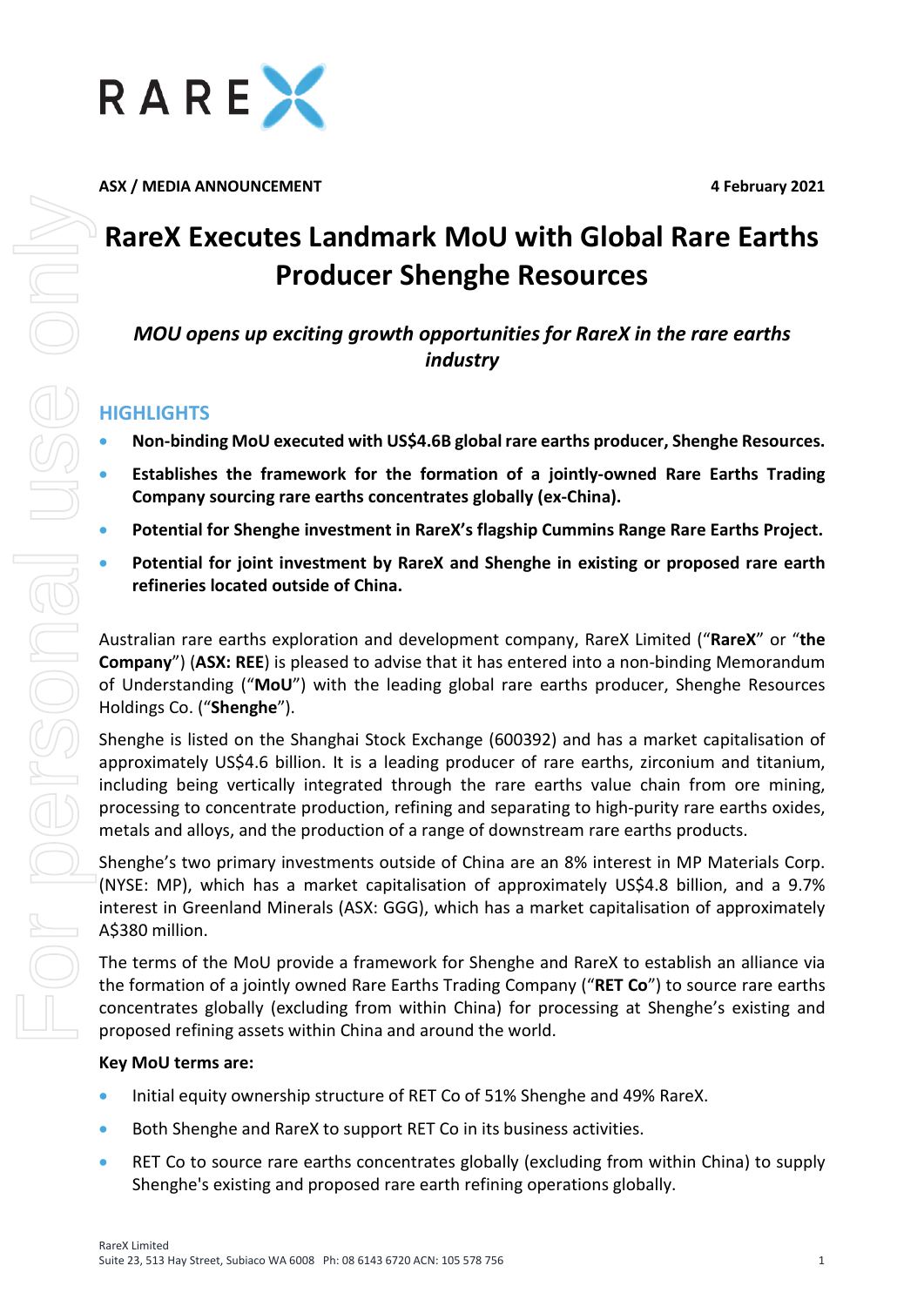ASX / MEDIA ANNOUNCEMENT **4 February 2021**

# RareX Executes Landmark MoU with Global Rare Earths Producer Shenghe Resources

***MOU opens up exciting growth opportunities for RareX in the rare earths industry***

## HIGHLIGHTS

- **Non-binding MoU executed with US$4.6B global rare earths producer, Shenghe Resources.**
- **Establishes the framework for the formation of a jointly-owned Rare Earths Trading Company sourcing rare earths concentrates globally (ex-China).**
- **Potential for Shenghe investment in RareX's flagship Cummins Range Rare Earths Project.**
- **Potential for joint investment by RareX and Shenghe in existing or proposed rare earth refineries located outside of China.**

Australian rare earths exploration and development company, RareX Limited ("**RareX**" or "**the Company**") (**ASX: REE**) is pleased to advise that it has entered into a non-binding Memorandum of Understanding ("**MoU**") with the leading global rare earths producer, Shenghe Resources Holdings Co. ("**Shenghe**").

Shenghe is listed on the Shanghai Stock Exchange (600392) and has a market capitalisation of approximately US$4.6 billion. It is a leading producer of rare earths, zirconium and titanium, including being vertically integrated through the rare earths value chain from ore mining, processing to concentrate production, refining and separating to high-purity rare earths oxides, metals and alloys, and the production of a range of downstream rare earths products.

Shenghe's two primary investments outside of China are an 8% interest in MP Materials Corp. (NYSE: MP), which has a market capitalisation of approximately US$4.8 billion, and a 9.7% interest in Greenland Minerals (ASX: GGG), which has a market capitalisation of approximately A$380 million.

The terms of the MoU provide a framework for Shenghe and RareX to establish an alliance via the formation of a jointly owned Rare Earths Trading Company ("**RET Co**") to source rare earths concentrates globally (excluding from within China) for processing at Shenghe's existing and proposed refining assets within China and around the world.

**Key MoU terms are:**

- Initial equity ownership structure of RET Co of 51% Shenghe and 49% RareX.
- Both Shenghe and RareX to support RET Co in its business activities.
- RET Co to source rare earths concentrates globally (excluding from within China) to supply Shenghe's existing and proposed rare earth refining operations globally.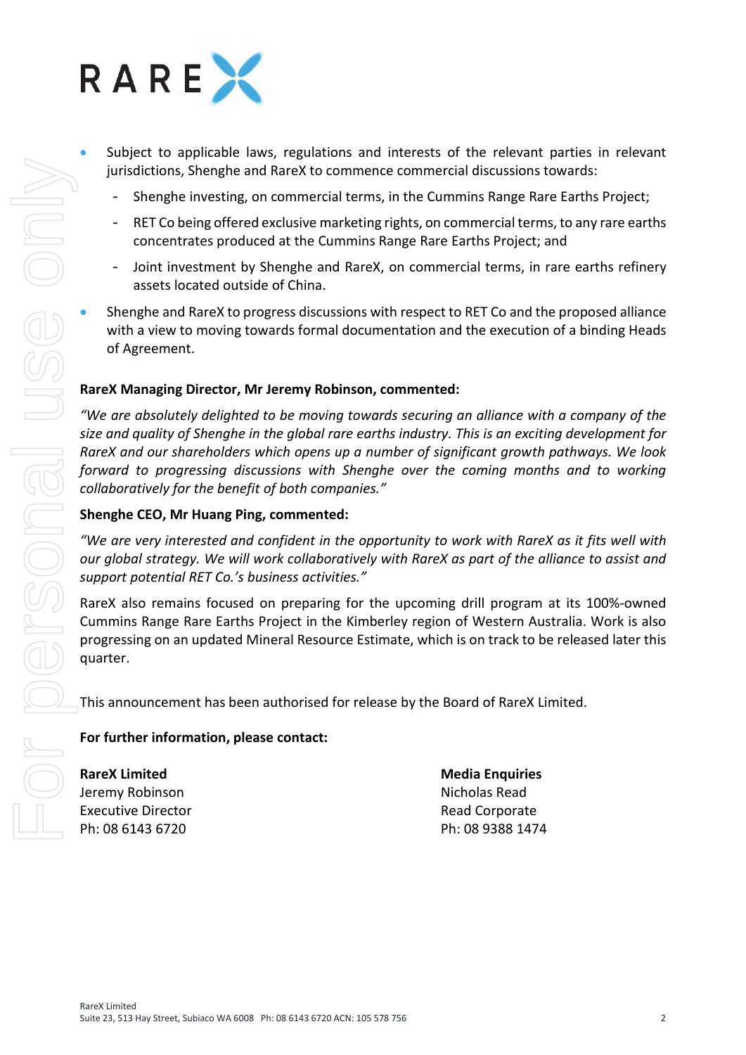- Subject to applicable laws, regulations and interests of the relevant parties in relevant jurisdictions, Shenghe and RareX to commence commercial discussions towards:
  - Shenghe investing, on commercial terms, in the Cummins Range Rare Earths Project;
  - RET Co being offered exclusive marketing rights, on commercial terms, to any rare earths concentrates produced at the Cummins Range Rare Earths Project; and
  - Joint investment by Shenghe and RareX, on commercial terms, in rare earths refinery assets located outside of China.
- Shenghe and RareX to progress discussions with respect to RET Co and the proposed alliance with a view to moving towards formal documentation and the execution of a binding Heads of Agreement.

**RareX Managing Director, Mr Jeremy Robinson, commented:**

*"We are absolutely delighted to be moving towards securing an alliance with a company of the size and quality of Shenghe in the global rare earths industry. This is an exciting development for RareX and our shareholders which opens up a number of significant growth pathways. We look forward to progressing discussions with Shenghe over the coming months and to working collaboratively for the benefit of both companies."*

**Shenghe CEO, Mr Huang Ping, commented:**

*"We are very interested and confident in the opportunity to work with RareX as it fits well with our global strategy. We will work collaboratively with RareX as part of the alliance to assist and support potential RET Co.'s business activities."*

RareX also remains focused on preparing for the upcoming drill program at its 100%-owned Cummins Range Rare Earths Project in the Kimberley region of Western Australia. Work is also progressing on an updated Mineral Resource Estimate, which is on track to be released later this quarter.

This announcement has been authorised for release by the Board of RareX Limited.

**For further information, please contact:**

**RareX Limited**
Jeremy Robinson
Executive Director
Ph: 08 6143 6720

**Media Enquiries**
Nicholas Read
Read Corporate
Ph: 08 9388 1474